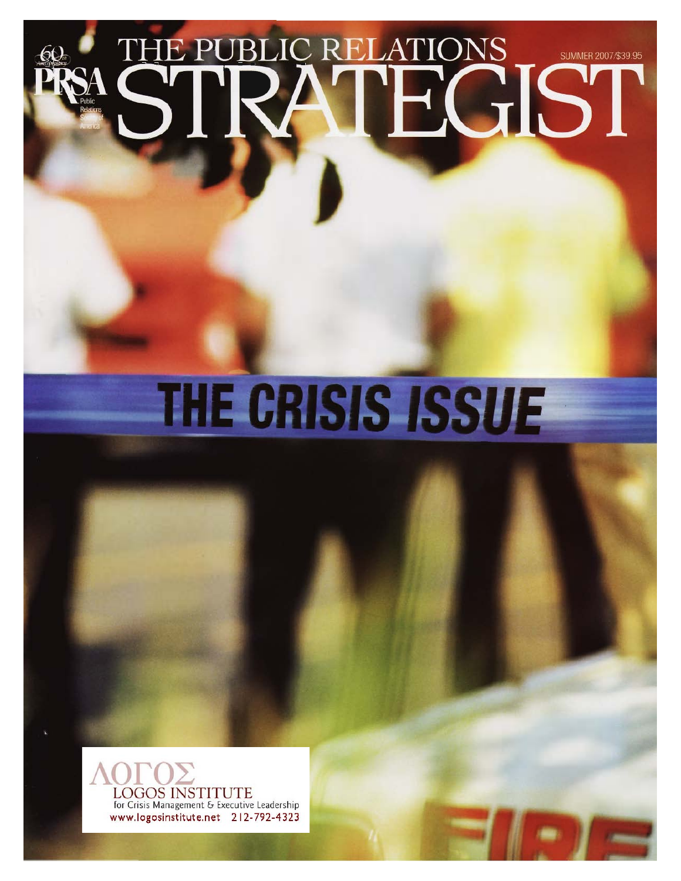60th Anniversary

PRSA Public Relations Society of America

# THE PUBLIC RELATIONS STRATEGIST

SUMMER 2007/$39.95

## THE CRISIS ISSUE

ΛΟΓΟΣ
LOGOS INSTITUTE
for Crisis Management & Executive Leadership
www.logosinstitute.net 212-792-4323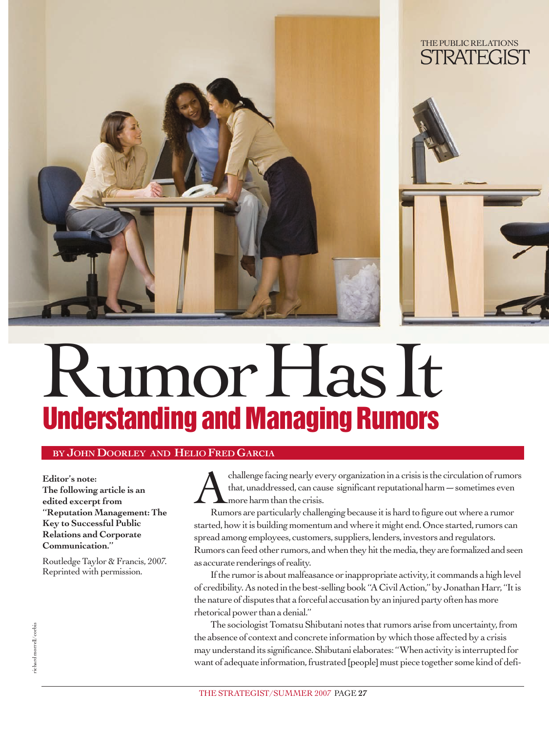# Rumor Has It

## Understanding and Managing Rumors

**BY JOHN DOORLEY AND HELIO FRED GARCIA**

**Editor's note: The following article is an edited excerpt from "Reputation Management: The Key to Successful Public Relations and Corporate Communication."**

Routledge Taylor & Francis, 2007. Reprinted with permission.

A challenge facing nearly every organization in a crisis is the circulation of rumors that, unaddressed, can cause significant reputational harm — sometimes even more harm than the crisis.

Rumors are particularly challenging because it is hard to figure out where a rumor started, how it is building momentum and where it might end. Once started, rumors can spread among employees, customers, suppliers, lenders, investors and regulators. Rumors can feed other rumors, and when they hit the media, they are formalized and seen as accurate renderings of reality.

If the rumor is about malfeasance or inappropriate activity, it commands a high level of credibility. As noted in the best-selling book "A Civil Action," by Jonathan Harr, "It is the nature of disputes that a forceful accusation by an injured party often has more rhetorical power than a denial."

The sociologist Tomatsu Shibutani notes that rumors arise from uncertainty, from the absence of context and concrete information by which those affected by a crisis may understand its significance. Shibutani elaborates: "When activity is interrupted for want of adequate information, frustrated [people] must piece together some kind of defi-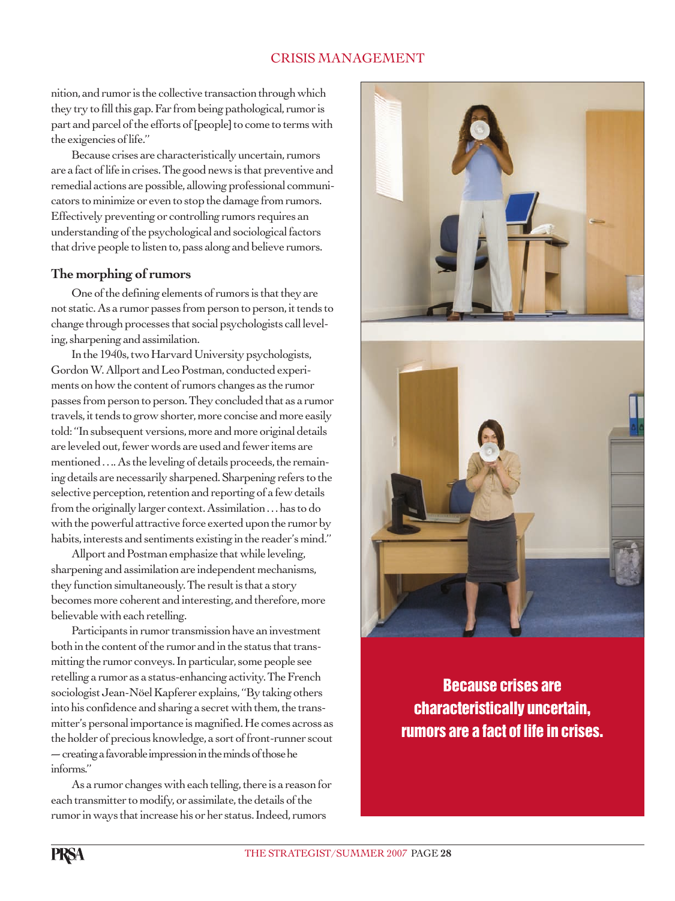nition, and rumor is the collective transaction through which they try to fill this gap. Far from being pathological, rumor is part and parcel of the efforts of [people] to come to terms with the exigencies of life."

Because crises are characteristically uncertain, rumors are a fact of life in crises. The good news is that preventive and remedial actions are possible, allowing professional communicators to minimize or even to stop the damage from rumors. Effectively preventing or controlling rumors requires an understanding of the psychological and sociological factors that drive people to listen to, pass along and believe rumors.

## The morphing of rumors

One of the defining elements of rumors is that they are not static. As a rumor passes from person to person, it tends to change through processes that social psychologists call leveling, sharpening and assimilation.

In the 1940s, two Harvard University psychologists, Gordon W. Allport and Leo Postman, conducted experiments on how the content of rumors changes as the rumor passes from person to person. They concluded that as a rumor travels, it tends to grow shorter, more concise and more easily told: "In subsequent versions, more and more original details are leveled out, fewer words are used and fewer items are mentioned . . .. As the leveling of details proceeds, the remaining details are necessarily sharpened. Sharpening refers to the selective perception, retention and reporting of a few details from the originally larger context. Assimilation . . . has to do with the powerful attractive force exerted upon the rumor by habits, interests and sentiments existing in the reader's mind."

Allport and Postman emphasize that while leveling, sharpening and assimilation are independent mechanisms, they function simultaneously. The result is that a story becomes more coherent and interesting, and therefore, more believable with each retelling.

Participants in rumor transmission have an investment both in the content of the rumor and in the status that transmitting the rumor conveys. In particular, some people see retelling a rumor as a status-enhancing activity. The French sociologist Jean-Nöel Kapferer explains, "By taking others into his confidence and sharing a secret with them, the transmitter's personal importance is magnified. He comes across as the holder of precious knowledge, a sort of front-runner scout — creating a favorable impression in the minds of those he informs."

As a rumor changes with each telling, there is a reason for each transmitter to modify, or assimilate, the details of the rumor in ways that increase his or her status. Indeed, rumors

**Because crises are characteristically uncertain, rumors are a fact of life in crises.**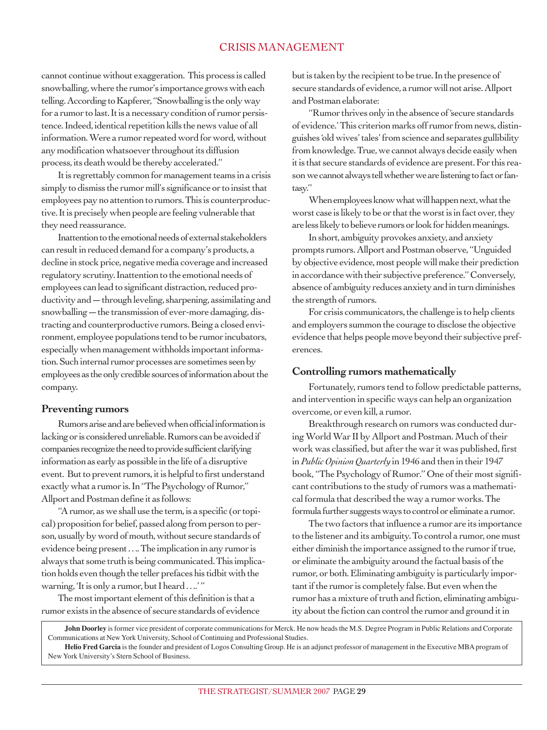cannot continue without exaggeration. This process is called snowballing, where the rumor's importance grows with each telling. According to Kapferer, "Snowballing is the only way for a rumor to last. It is a necessary condition of rumor persistence. Indeed, identical repetition kills the news value of all information. Were a rumor repeated word for word, without any modification whatsoever throughout its diffusion process, its death would be thereby accelerated."

It is regrettably common for management teams in a crisis simply to dismiss the rumor mill's significance or to insist that employees pay no attention to rumors. This is counterproductive. It is precisely when people are feeling vulnerable that they need reassurance.

Inattention to the emotional needs of external stakeholders can result in reduced demand for a company's products, a decline in stock price, negative media coverage and increased regulatory scrutiny. Inattention to the emotional needs of employees can lead to significant distraction, reduced productivity and — through leveling, sharpening, assimilating and snowballing — the transmission of ever-more damaging, distracting and counterproductive rumors. Being a closed environment, employee populations tend to be rumor incubators, especially when management withholds important information. Such internal rumor processes are sometimes seen by employees as the only credible sources of information about the company.

### Preventing rumors

Rumors arise and are believed when official information is lacking or is considered unreliable. Rumors can be avoided if companies recognize the need to provide sufficient clarifying information as early as possible in the life of a disruptive event. But to prevent rumors, it is helpful to first understand exactly what a rumor is. In "The Psychology of Rumor," Allport and Postman define it as follows:

"A rumor, as we shall use the term, is a specific (or topical) proposition for belief, passed along from person to person, usually by word of mouth, without secure standards of evidence being present . . .. The implication in any rumor is always that some truth is being communicated. This implication holds even though the teller prefaces his tidbit with the warning, 'It is only a rumor, but I heard . . ..' "

The most important element of this definition is that a rumor exists in the absence of secure standards of evidence but is taken by the recipient to be true. In the presence of secure standards of evidence, a rumor will not arise. Allport and Postman elaborate:

"Rumor thrives only in the absence of 'secure standards of evidence.' This criterion marks off rumor from news, distinguishes 'old wives' tales' from science and separates gullibility from knowledge. True, we cannot always decide easily when it is that secure standards of evidence are present. For this reason we cannot always tell whether we are listening to fact or fantasy."

When employees know what will happen next, what the worst case is likely to be or that the worst is in fact over, they are less likely to believe rumors or look for hidden meanings.

In short, ambiguity provokes anxiety, and anxiety prompts rumors. Allport and Postman observe, "Unguided by objective evidence, most people will make their prediction in accordance with their subjective preference." Conversely, absence of ambiguity reduces anxiety and in turn diminishes the strength of rumors.

For crisis communicators, the challenge is to help clients and employers summon the courage to disclose the objective evidence that helps people move beyond their subjective preferences.

### Controlling rumors mathematically

Fortunately, rumors tend to follow predictable patterns, and intervention in specific ways can help an organization overcome, or even kill, a rumor.

Breakthrough research on rumors was conducted during World War II by Allport and Postman. Much of their work was classified, but after the war it was published, first in *Public Opinion Quarterly* in 1946 and then in their 1947 book, "The Psychology of Rumor." One of their most significant contributions to the study of rumors was a mathematical formula that described the way a rumor works. The formula further suggests ways to control or eliminate a rumor.

The two factors that influence a rumor are its importance to the listener and its ambiguity. To control a rumor, one must either diminish the importance assigned to the rumor if true, or eliminate the ambiguity around the factual basis of the rumor, or both. Eliminating ambiguity is particularly important if the rumor is completely false. But even when the rumor has a mixture of truth and fiction, eliminating ambiguity about the fiction can control the rumor and ground it in

---

**John Doorley** is former vice president of corporate communications for Merck. He now heads the M.S. Degree Program in Public Relations and Corporate Communications at New York University, School of Continuing and Professional Studies.

**Helio Fred Garcia** is the founder and president of Logos Consulting Group. He is an adjunct professor of management in the Executive MBA program of New York University's Stern School of Business.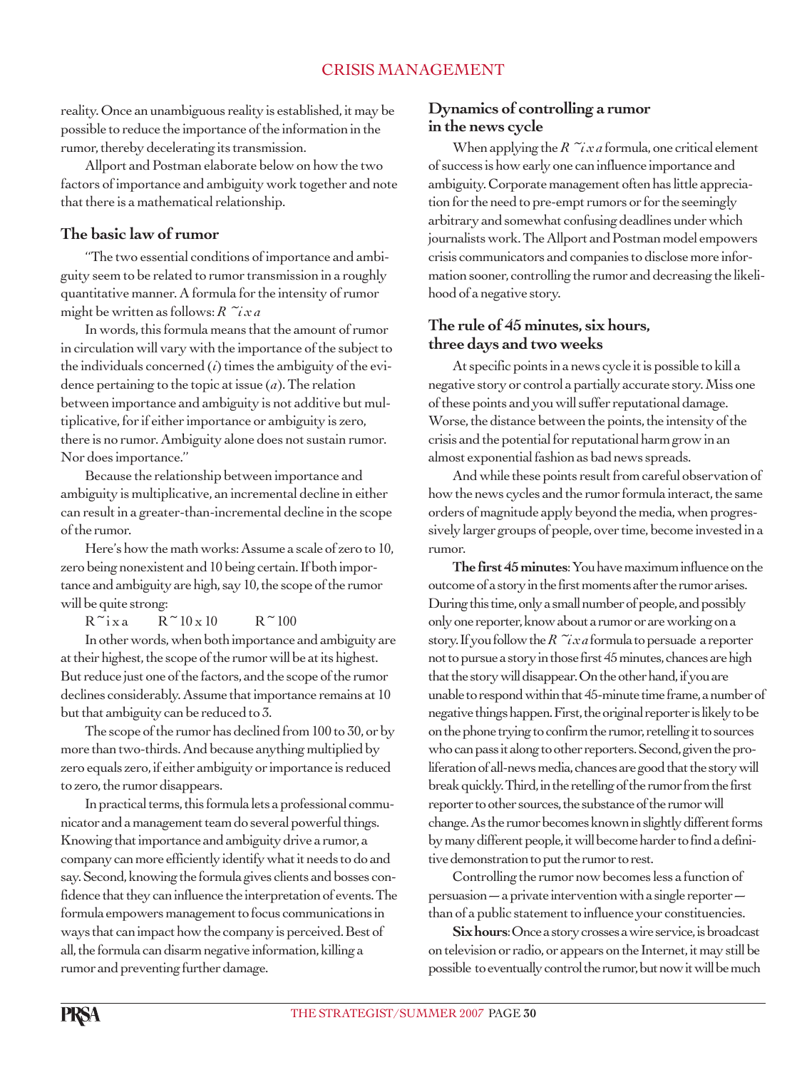reality. Once an unambiguous reality is established, it may be possible to reduce the importance of the information in the rumor, thereby decelerating its transmission.

Allport and Postman elaborate below on how the two factors of importance and ambiguity work together and note that there is a mathematical relationship.

### The basic law of rumor

"The two essential conditions of importance and ambiguity seem to be related to rumor transmission in a roughly quantitative manner. A formula for the intensity of rumor might be written as follows: $R \sim i \times a$

In words, this formula means that the amount of rumor in circulation will vary with the importance of the subject to the individuals concerned ($i$) times the ambiguity of the evidence pertaining to the topic at issue ($a$). The relation between importance and ambiguity is not additive but multiplicative, for if either importance or ambiguity is zero, there is no rumor. Ambiguity alone does not sustain rumor. Nor does importance."

Because the relationship between importance and ambiguity is multiplicative, an incremental decline in either can result in a greater-than-incremental decline in the scope of the rumor.

Here's how the math works: Assume a scale of zero to 10, zero being nonexistent and 10 being certain. If both importance and ambiguity are high, say 10, the scope of the rumor will be quite strong:

$R \sim i \times a \qquad R \sim 10 \times 10 \qquad R \sim 100$

In other words, when both importance and ambiguity are at their highest, the scope of the rumor will be at its highest. But reduce just one of the factors, and the scope of the rumor declines considerably. Assume that importance remains at 10 but that ambiguity can be reduced to 3.

The scope of the rumor has declined from 100 to 30, or by more than two-thirds. And because anything multiplied by zero equals zero, if either ambiguity or importance is reduced to zero, the rumor disappears.

In practical terms, this formula lets a professional communicator and a management team do several powerful things. Knowing that importance and ambiguity drive a rumor, a company can more efficiently identify what it needs to do and say. Second, knowing the formula gives clients and bosses confidence that they can influence the interpretation of events. The formula empowers management to focus communications in ways that can impact how the company is perceived. Best of all, the formula can disarm negative information, killing a rumor and preventing further damage.

### Dynamics of controlling a rumor in the news cycle

When applying the $R \sim i \times a$ formula, one critical element of success is how early one can influence importance and ambiguity. Corporate management often has little appreciation for the need to pre-empt rumors or for the seemingly arbitrary and somewhat confusing deadlines under which journalists work. The Allport and Postman model empowers crisis communicators and companies to disclose more information sooner, controlling the rumor and decreasing the likelihood of a negative story.

### The rule of 45 minutes, six hours, three days and two weeks

At specific points in a news cycle it is possible to kill a negative story or control a partially accurate story. Miss one of these points and you will suffer reputational damage. Worse, the distance between the points, the intensity of the crisis and the potential for reputational harm grow in an almost exponential fashion as bad news spreads.

And while these points result from careful observation of how the news cycles and the rumor formula interact, the same orders of magnitude apply beyond the media, when progressively larger groups of people, over time, become invested in a rumor.

**The first 45 minutes**: You have maximum influence on the outcome of a story in the first moments after the rumor arises. During this time, only a small number of people, and possibly only one reporter, know about a rumor or are working on a story. If you follow the $R \sim i \times a$ formula to persuade a reporter not to pursue a story in those first 45 minutes, chances are high that the story will disappear. On the other hand, if you are unable to respond within that 45-minute time frame, a number of negative things happen. First, the original reporter is likely to be on the phone trying to confirm the rumor, retelling it to sources who can pass it along to other reporters. Second, given the proliferation of all-news media, chances are good that the story will break quickly. Third, in the retelling of the rumor from the first reporter to other sources, the substance of the rumor will change. As the rumor becomes known in slightly different forms by many different people, it will become harder to find a definitive demonstration to put the rumor to rest.

Controlling the rumor now becomes less a function of persuasion — a private intervention with a single reporter — than of a public statement to influence your constituencies.

**Six hours**: Once a story crosses a wire service, is broadcast on television or radio, or appears on the Internet, it may still be possible to eventually control the rumor, but now it will be much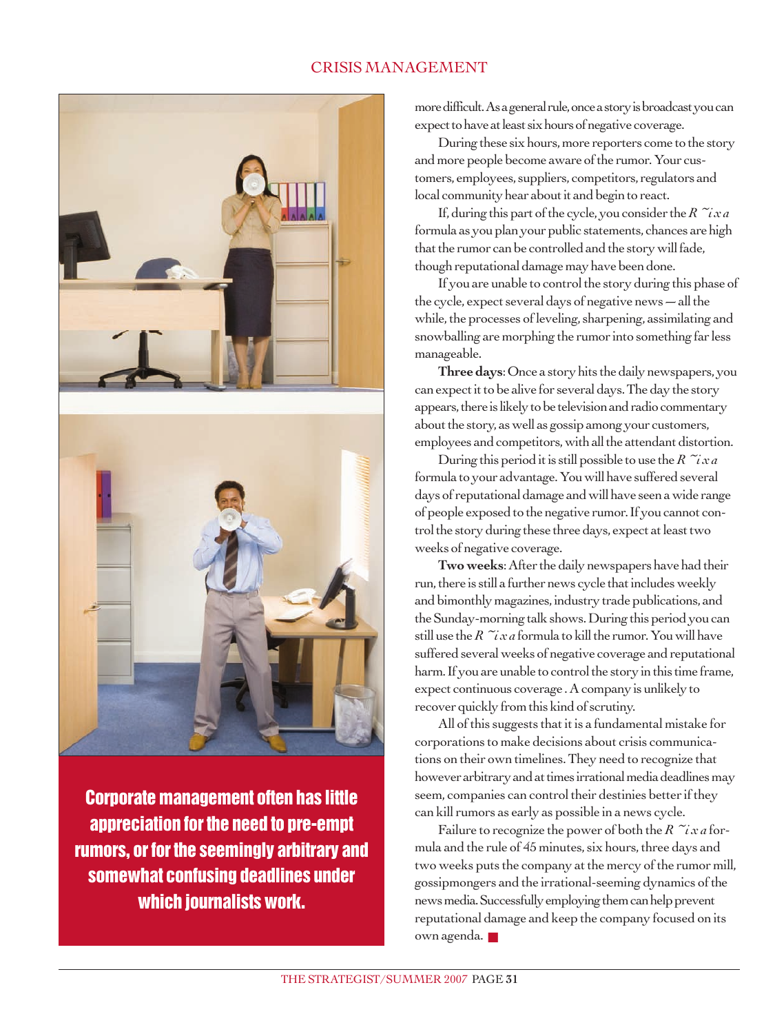more difficult. As a general rule, once a story is broadcast you can expect to have at least six hours of negative coverage.

During these six hours, more reporters come to the story and more people become aware of the rumor. Your customers, employees, suppliers, competitors, regulators and local community hear about it and begin to react.

If, during this part of the cycle, you consider the $R \sim i \times a$ formula as you plan your public statements, chances are high that the rumor can be controlled and the story will fade, though reputational damage may have been done.

If you are unable to control the story during this phase of the cycle, expect several days of negative news — all the while, the processes of leveling, sharpening, assimilating and snowballing are morphing the rumor into something far less manageable.

**Three days**: Once a story hits the daily newspapers, you can expect it to be alive for several days. The day the story appears, there is likely to be television and radio commentary about the story, as well as gossip among your customers, employees and competitors, with all the attendant distortion.

During this period it is still possible to use the $R \sim i \times a$ formula to your advantage. You will have suffered several days of reputational damage and will have seen a wide range of people exposed to the negative rumor. If you cannot control the story during these three days, expect at least two weeks of negative coverage.

**Two weeks**: After the daily newspapers have had their run, there is still a further news cycle that includes weekly and bimonthly magazines, industry trade publications, and the Sunday-morning talk shows. During this period you can still use the $R \sim i \times a$ formula to kill the rumor. You will have suffered several weeks of negative coverage and reputational harm. If you are unable to control the story in this time frame, expect continuous coverage . A company is unlikely to recover quickly from this kind of scrutiny.

All of this suggests that it is a fundamental mistake for corporations to make decisions about crisis communications on their own timelines. They need to recognize that however arbitrary and at times irrational media deadlines may seem, companies can control their destinies better if they can kill rumors as early as possible in a news cycle.

Failure to recognize the power of both the $R \sim i \times a$ formula and the rule of 45 minutes, six hours, three days and two weeks puts the company at the mercy of the rumor mill, gossipmongers and the irrational-seeming dynamics of the news media. Successfully employing them can help prevent reputational damage and keep the company focused on its own agenda. ■

**Corporate management often has little appreciation for the need to pre-empt rumors, or for the seemingly arbitrary and somewhat confusing deadlines under which journalists work.**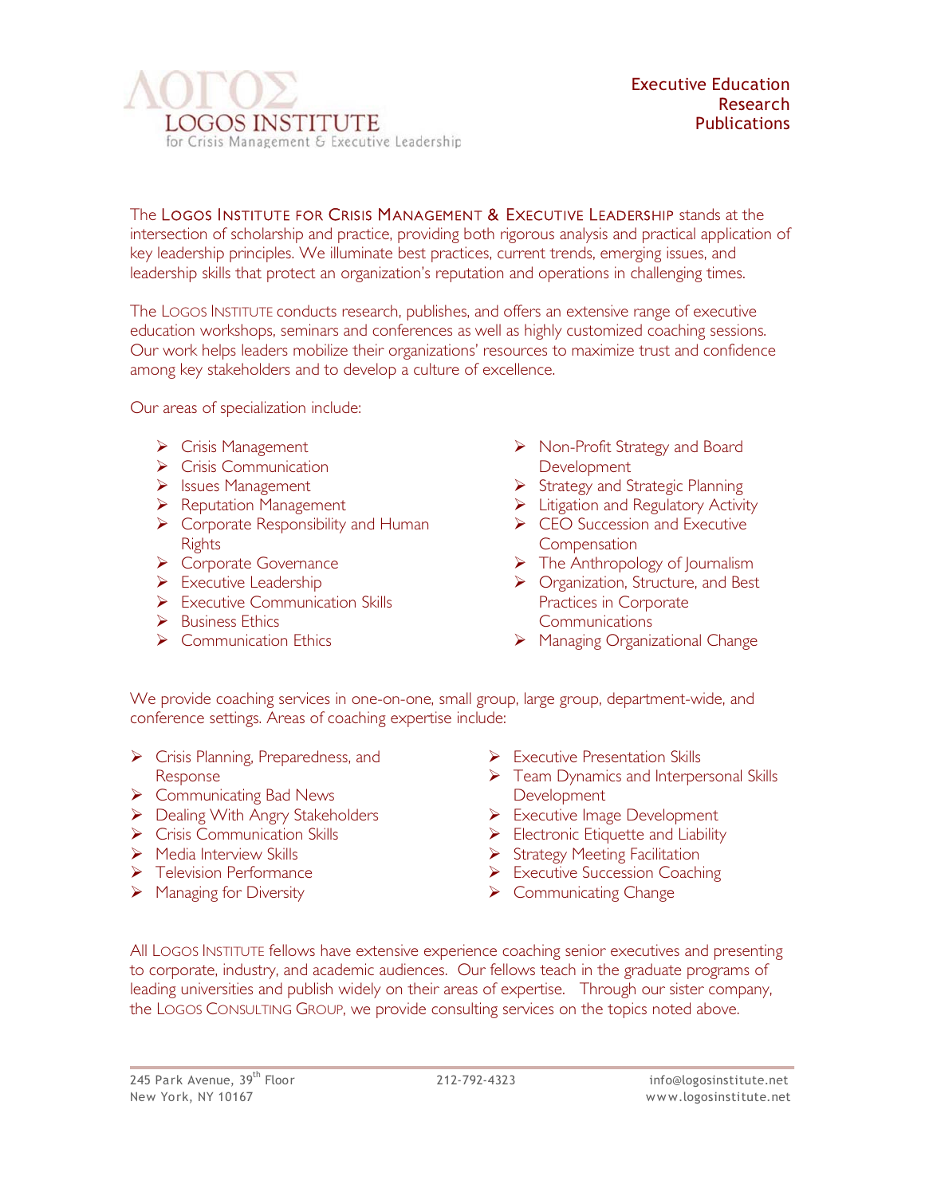ΛΟΓΟΣ
LOGOS INSTITUTE
for Crisis Management & Executive Leadership

Executive Education
Research
Publications

The LOGOS INSTITUTE FOR CRISIS MANAGEMENT & EXECUTIVE LEADERSHIP stands at the intersection of scholarship and practice, providing both rigorous analysis and practical application of key leadership principles. We illuminate best practices, current trends, emerging issues, and leadership skills that protect an organization's reputation and operations in challenging times.

The LOGOS INSTITUTE conducts research, publishes, and offers an extensive range of executive education workshops, seminars and conferences as well as highly customized coaching sessions. Our work helps leaders mobilize their organizations' resources to maximize trust and confidence among key stakeholders and to develop a culture of excellence.

Our areas of specialization include:

- Crisis Management
- Crisis Communication
- Issues Management
- Reputation Management
- Corporate Responsibility and Human Rights
- Corporate Governance
- Executive Leadership
- Executive Communication Skills
- Business Ethics
- Communication Ethics
- Non-Profit Strategy and Board Development
- Strategy and Strategic Planning
- Litigation and Regulatory Activity
- CEO Succession and Executive Compensation
- The Anthropology of Journalism
- Organization, Structure, and Best Practices in Corporate Communications
- Managing Organizational Change

We provide coaching services in one-on-one, small group, large group, department-wide, and conference settings. Areas of coaching expertise include:

- Crisis Planning, Preparedness, and Response
- Communicating Bad News
- Dealing With Angry Stakeholders
- Crisis Communication Skills
- Media Interview Skills
- Television Performance
- Managing for Diversity
- Executive Presentation Skills
- Team Dynamics and Interpersonal Skills Development
- Executive Image Development
- Electronic Etiquette and Liability
- Strategy Meeting Facilitation
- Executive Succession Coaching
- Communicating Change

All LOGOS INSTITUTE fellows have extensive experience coaching senior executives and presenting to corporate, industry, and academic audiences. Our fellows teach in the graduate programs of leading universities and publish widely on their areas of expertise. Through our sister company, the LOGOS CONSULTING GROUP, we provide consulting services on the topics noted above.

245 Park Avenue, 39th Floor
New York, NY 10167

212-792-4323

info@logosinstitute.net
www.logosinstitute.net